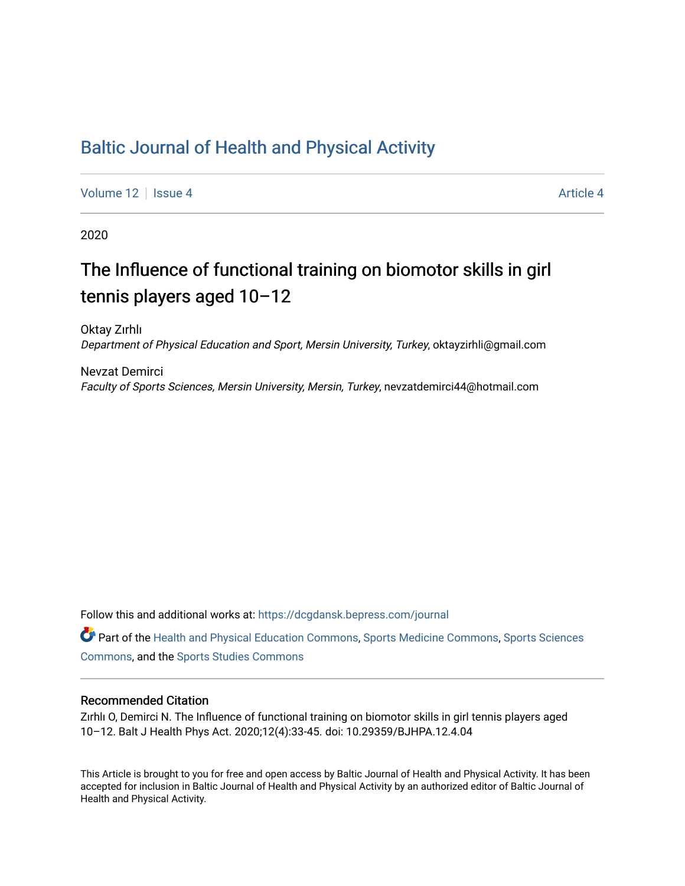# Baltic Journal of Health and Physical Activity

Volume 12 | Issue 4 | Article 4

2020

## The Influence of functional training on biomotor skills in girl tennis players aged 10–12

Oktay Zırhlı
*Department of Physical Education and Sport, Mersin University, Turkey*, oktayzirhli@gmail.com

Nevzat Demirci
*Faculty of Sports Sciences, Mersin University, Mersin, Turkey*, nevzatdemirci44@hotmail.com

Follow this and additional works at: https://dcgdansk.bepress.com/journal

Part of the Health and Physical Education Commons, Sports Medicine Commons, Sports Sciences Commons, and the Sports Studies Commons

### Recommended Citation

Zırhlı O, Demirci N. The Influence of functional training on biomotor skills in girl tennis players aged 10–12. Balt J Health Phys Act. 2020;12(4):33-45. doi: 10.29359/BJHPA.12.4.04

This Article is brought to you for free and open access by Baltic Journal of Health and Physical Activity. It has been accepted for inclusion in Baltic Journal of Health and Physical Activity by an authorized editor of Baltic Journal of Health and Physical Activity.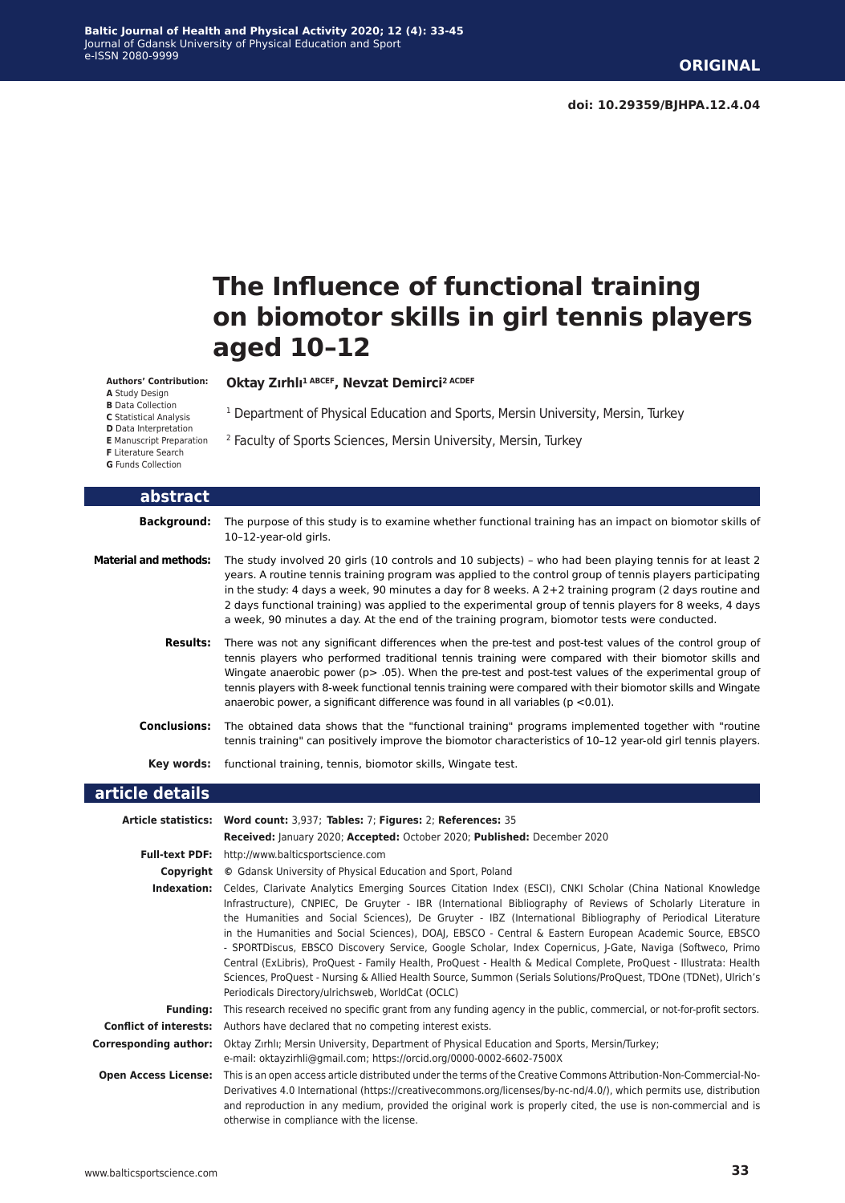**doi: 10.29359/BJHPA.12.4.04**

# The Influence of functional training on biomotor skills in girl tennis players aged 10–12

**Authors' Contribution:**
**A** Study Design
**B** Data Collection
**C** Statistical Analysis
**D** Data Interpretation
**E** Manuscript Preparation
**F** Literature Search
**G** Funds Collection

**Oktay Zırhlı[1 ABCEF], Nevzat Demirci[2 ACDEF]**

[1] Department of Physical Education and Sports, Mersin University, Mersin, Turkey

[2] Faculty of Sports Sciences, Mersin University, Mersin, Turkey

## abstract

**Background:** The purpose of this study is to examine whether functional training has an impact on biomotor skills of 10–12-year-old girls.

**Material and methods:** The study involved 20 girls (10 controls and 10 subjects) – who had been playing tennis for at least 2 years. A routine tennis training program was applied to the control group of tennis players participating in the study: 4 days a week, 90 minutes a day for 8 weeks. A 2+2 training program (2 days routine and 2 days functional training) was applied to the experimental group of tennis players for 8 weeks, 4 days a week, 90 minutes a day. At the end of the training program, biomotor tests were conducted.

**Results:** There was not any significant differences when the pre-test and post-test values of the control group of tennis players who performed traditional tennis training were compared with their biomotor skills and Wingate anaerobic power ($p > .05$). When the pre-test and post-test values of the experimental group of tennis players with 8-week functional tennis training were compared with their biomotor skills and Wingate anaerobic power, a significant difference was found in all variables ($p < 0.01$).

**Conclusions:** The obtained data shows that the "functional training" programs implemented together with "routine tennis training" can positively improve the biomotor characteristics of 10–12 year-old girl tennis players.

**Key words:** functional training, tennis, biomotor skills, Wingate test.

## article details

**Article statistics:** **Word count:** 3,937; **Tables:** 7; **Figures:** 2; **References:** 35
**Received:** January 2020; **Accepted:** October 2020; **Published:** December 2020

**Full-text PDF:** http://www.balticsportscience.com

**Copyright** © Gdansk University of Physical Education and Sport, Poland

**Indexation:** Celdes, Clarivate Analytics Emerging Sources Citation Index (ESCI), CNKI Scholar (China National Knowledge Infrastructure), CNPIEC, De Gruyter - IBR (International Bibliography of Reviews of Scholarly Literature in the Humanities and Social Sciences), De Gruyter - IBZ (International Bibliography of Periodical Literature in the Humanities and Social Sciences), DOAJ, EBSCO - Central & Eastern European Academic Source, EBSCO - SPORTDiscus, EBSCO Discovery Service, Google Scholar, Index Copernicus, J-Gate, Naviga (Softweco, Primo Central (ExLibris), ProQuest - Family Health, ProQuest - Health & Medical Complete, ProQuest - Illustrata: Health Sciences, ProQuest - Nursing & Allied Health Source, Summon (Serials Solutions/ProQuest, TDOne (TDNet), Ulrich's Periodicals Directory/ulrichsweb, WorldCat (OCLC)

**Funding:** This research received no specific grant from any funding agency in the public, commercial, or not-for-profit sectors.

**Conflict of interests:** Authors have declared that no competing interest exists.

**Corresponding author:** Oktay Zırhlı; Mersin University, Department of Physical Education and Sports, Mersin/Turkey;
e-mail: oktayzirhli@gmail.com; https://orcid.org/0000-0002-6602-7500X

**Open Access License:** This is an open access article distributed under the terms of the Creative Commons Attribution-Non-Commercial-No-Derivatives 4.0 International (https://creativecommons.org/licenses/by-nc-nd/4.0/), which permits use, distribution and reproduction in any medium, provided the original work is properly cited, the use is non-commercial and is otherwise in compliance with the license.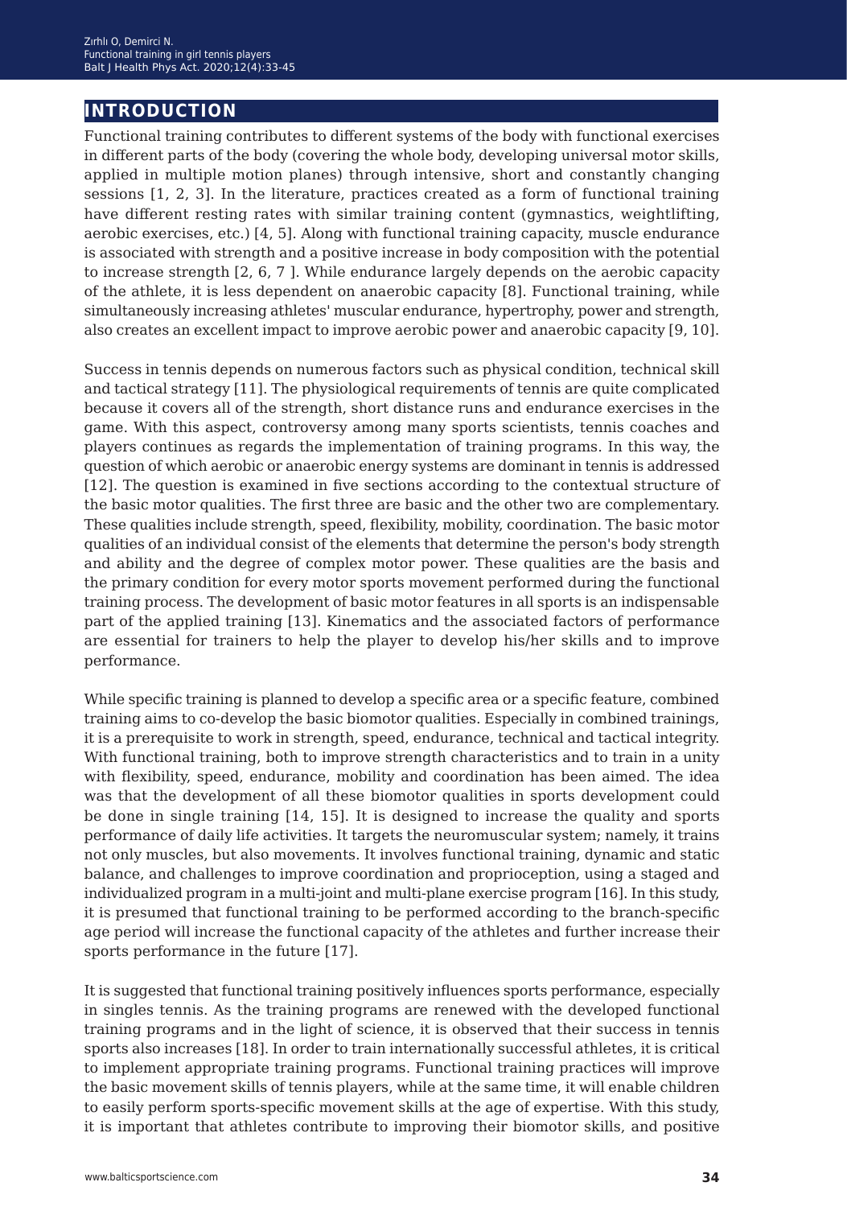## INTRODUCTION

Functional training contributes to different systems of the body with functional exercises in different parts of the body (covering the whole body, developing universal motor skills, applied in multiple motion planes) through intensive, short and constantly changing sessions [1, 2, 3]. In the literature, practices created as a form of functional training have different resting rates with similar training content (gymnastics, weightlifting, aerobic exercises, etc.) [4, 5]. Along with functional training capacity, muscle endurance is associated with strength and a positive increase in body composition with the potential to increase strength [2, 6, 7 ]. While endurance largely depends on the aerobic capacity of the athlete, it is less dependent on anaerobic capacity [8]. Functional training, while simultaneously increasing athletes' muscular endurance, hypertrophy, power and strength, also creates an excellent impact to improve aerobic power and anaerobic capacity [9, 10].

Success in tennis depends on numerous factors such as physical condition, technical skill and tactical strategy [11]. The physiological requirements of tennis are quite complicated because it covers all of the strength, short distance runs and endurance exercises in the game. With this aspect, controversy among many sports scientists, tennis coaches and players continues as regards the implementation of training programs. In this way, the question of which aerobic or anaerobic energy systems are dominant in tennis is addressed [12]. The question is examined in five sections according to the contextual structure of the basic motor qualities. The first three are basic and the other two are complementary. These qualities include strength, speed, flexibility, mobility, coordination. The basic motor qualities of an individual consist of the elements that determine the person's body strength and ability and the degree of complex motor power. These qualities are the basis and the primary condition for every motor sports movement performed during the functional training process. The development of basic motor features in all sports is an indispensable part of the applied training [13]. Kinematics and the associated factors of performance are essential for trainers to help the player to develop his/her skills and to improve performance.

While specific training is planned to develop a specific area or a specific feature, combined training aims to co-develop the basic biomotor qualities. Especially in combined trainings, it is a prerequisite to work in strength, speed, endurance, technical and tactical integrity. With functional training, both to improve strength characteristics and to train in a unity with flexibility, speed, endurance, mobility and coordination has been aimed. The idea was that the development of all these biomotor qualities in sports development could be done in single training [14, 15]. It is designed to increase the quality and sports performance of daily life activities. It targets the neuromuscular system; namely, it trains not only muscles, but also movements. It involves functional training, dynamic and static balance, and challenges to improve coordination and proprioception, using a staged and individualized program in a multi-joint and multi-plane exercise program [16]. In this study, it is presumed that functional training to be performed according to the branch-specific age period will increase the functional capacity of the athletes and further increase their sports performance in the future [17].

It is suggested that functional training positively influences sports performance, especially in singles tennis. As the training programs are renewed with the developed functional training programs and in the light of science, it is observed that their success in tennis sports also increases [18]. In order to train internationally successful athletes, it is critical to implement appropriate training programs. Functional training practices will improve the basic movement skills of tennis players, while at the same time, it will enable children to easily perform sports-specific movement skills at the age of expertise. With this study, it is important that athletes contribute to improving their biomotor skills, and positive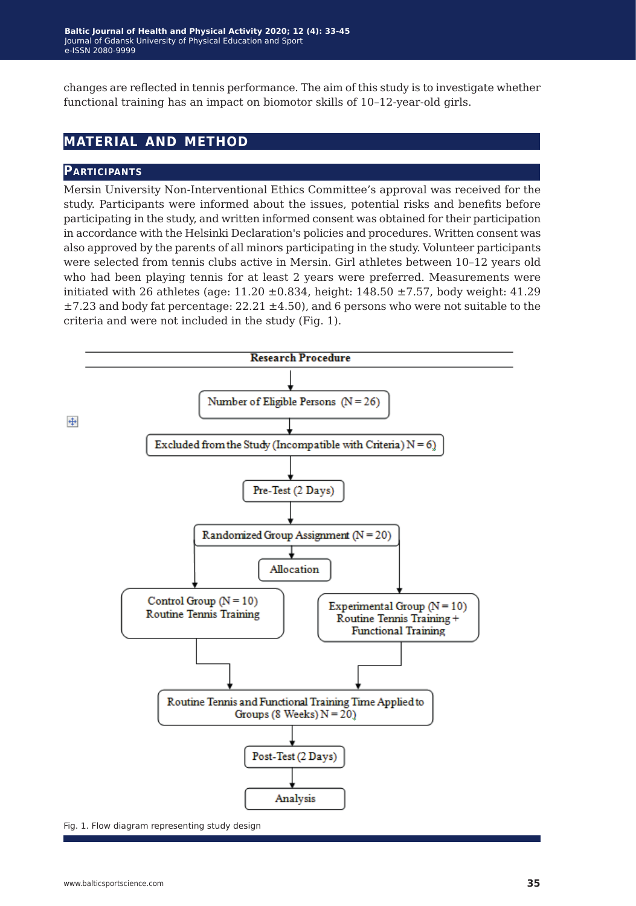changes are reflected in tennis performance. The aim of this study is to investigate whether functional training has an impact on biomotor skills of 10–12-year-old girls.

# MATERIAL AND METHOD

## Participants

Mersin University Non-Interventional Ethics Committee's approval was received for the study. Participants were informed about the issues, potential risks and benefits before participating in the study, and written informed consent was obtained for their participation in accordance with the Helsinki Declaration's policies and procedures. Written consent was also approved by the parents of all minors participating in the study. Volunteer participants were selected from tennis clubs active in Mersin. Girl athletes between 10–12 years old who had been playing tennis for at least 2 years were preferred. Measurements were initiated with 26 athletes (age: 11.20 ±0.834, height: 148.50 ±7.57, body weight: 41.29 ±7.23 and body fat percentage: 22.21 ±4.50), and 6 persons who were not suitable to the criteria and were not included in the study (Fig. 1).

**Research Procedure**

Number of Eligible Persons (N = 26)

↓

Excluded from the Study (Incompatible with Criteria) N = 6)

↓

Pre-Test (2 Days)

↓

Randomized Group Assignment (N = 20)

↓

Allocation

Control Group (N = 10) Routine Tennis Training | Experimental Group (N = 10) Routine Tennis Training + Functional Training

↓

Routine Tennis and Functional Training Time Applied to Groups (8 Weeks) N = 20)

↓

Post-Test (2 Days)

↓

Analysis

Fig. 1. Flow diagram representing study design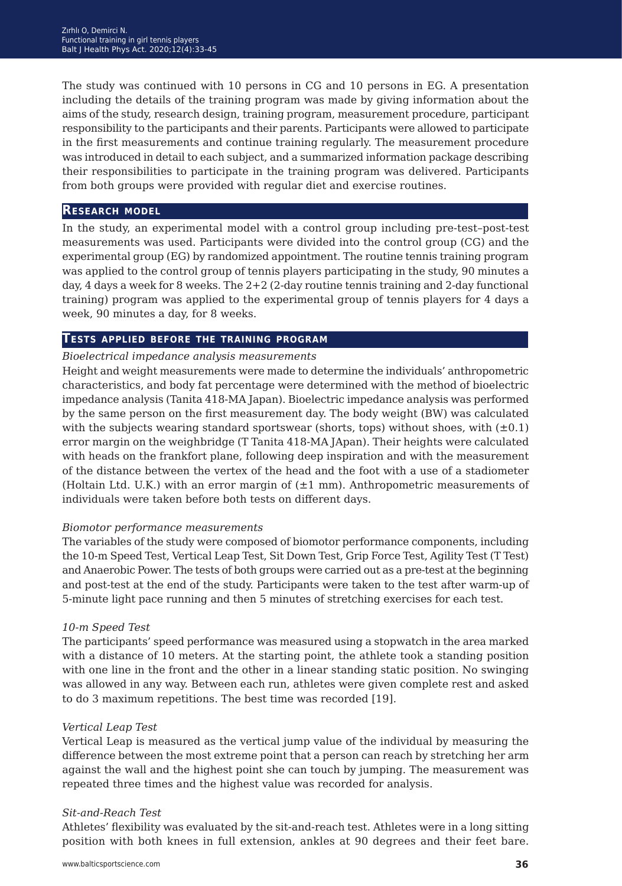The study was continued with 10 persons in CG and 10 persons in EG. A presentation including the details of the training program was made by giving information about the aims of the study, research design, training program, measurement procedure, participant responsibility to the participants and their parents. Participants were allowed to participate in the first measurements and continue training regularly. The measurement procedure was introduced in detail to each subject, and a summarized information package describing their responsibilities to participate in the training program was delivered. Participants from both groups were provided with regular diet and exercise routines.

## Research model

In the study, an experimental model with a control group including pre-test–post-test measurements was used. Participants were divided into the control group (CG) and the experimental group (EG) by randomized appointment. The routine tennis training program was applied to the control group of tennis players participating in the study, 90 minutes a day, 4 days a week for 8 weeks. The 2+2 (2-day routine tennis training and 2-day functional training) program was applied to the experimental group of tennis players for 4 days a week, 90 minutes a day, for 8 weeks.

## Tests applied before the training program

*Bioelectrical impedance analysis measurements*

Height and weight measurements were made to determine the individuals' anthropometric characteristics, and body fat percentage were determined with the method of bioelectric impedance analysis (Tanita 418-MA Japan). Bioelectric impedance analysis was performed by the same person on the first measurement day. The body weight (BW) was calculated with the subjects wearing standard sportswear (shorts, tops) without shoes, with (±0.1) error margin on the weighbridge (T Tanita 418-MA JApan). Their heights were calculated with heads on the frankfort plane, following deep inspiration and with the measurement of the distance between the vertex of the head and the foot with a use of a stadiometer (Holtain Ltd. U.K.) with an error margin of (±1 mm). Anthropometric measurements of individuals were taken before both tests on different days.

*Biomotor performance measurements*

The variables of the study were composed of biomotor performance components, including the 10-m Speed Test, Vertical Leap Test, Sit Down Test, Grip Force Test, Agility Test (T Test) and Anaerobic Power. The tests of both groups were carried out as a pre-test at the beginning and post-test at the end of the study. Participants were taken to the test after warm-up of 5-minute light pace running and then 5 minutes of stretching exercises for each test.

*10-m Speed Test*

The participants' speed performance was measured using a stopwatch in the area marked with a distance of 10 meters. At the starting point, the athlete took a standing position with one line in the front and the other in a linear standing static position. No swinging was allowed in any way. Between each run, athletes were given complete rest and asked to do 3 maximum repetitions. The best time was recorded [19].

*Vertical Leap Test*

Vertical Leap is measured as the vertical jump value of the individual by measuring the difference between the most extreme point that a person can reach by stretching her arm against the wall and the highest point she can touch by jumping. The measurement was repeated three times and the highest value was recorded for analysis.

*Sit-and-Reach Test*

Athletes' flexibility was evaluated by the sit-and-reach test. Athletes were in a long sitting position with both knees in full extension, ankles at 90 degrees and their feet bare.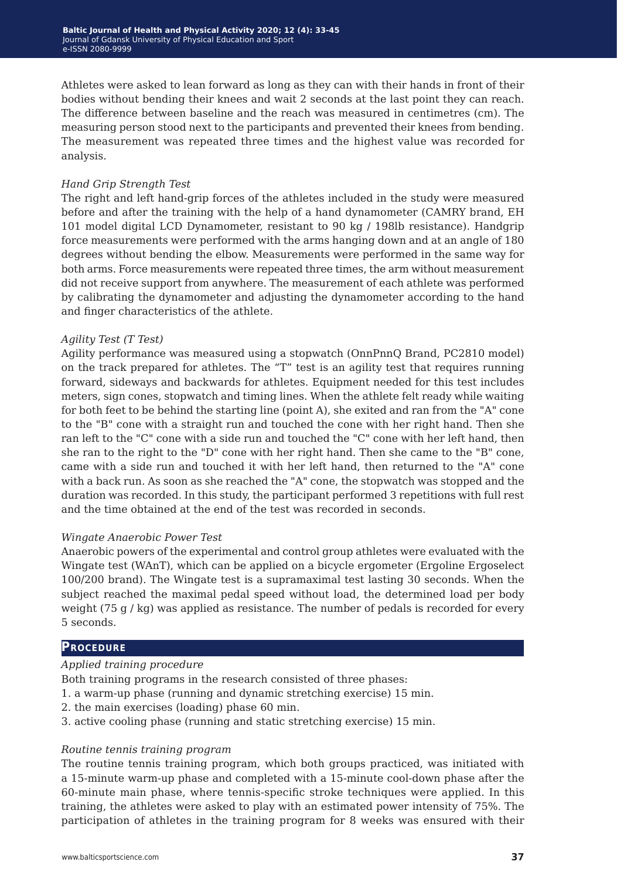Athletes were asked to lean forward as long as they can with their hands in front of their bodies without bending their knees and wait 2 seconds at the last point they can reach. The difference between baseline and the reach was measured in centimetres (cm). The measuring person stood next to the participants and prevented their knees from bending. The measurement was repeated three times and the highest value was recorded for analysis.

*Hand Grip Strength Test*

The right and left hand-grip forces of the athletes included in the study were measured before and after the training with the help of a hand dynamometer (CAMRY brand, EH 101 model digital LCD Dynamometer, resistant to 90 kg / 198lb resistance). Handgrip force measurements were performed with the arms hanging down and at an angle of 180 degrees without bending the elbow. Measurements were performed in the same way for both arms. Force measurements were repeated three times, the arm without measurement did not receive support from anywhere. The measurement of each athlete was performed by calibrating the dynamometer and adjusting the dynamometer according to the hand and finger characteristics of the athlete.

*Agility Test (T Test)*

Agility performance was measured using a stopwatch (OnnPnnQ Brand, PC2810 model) on the track prepared for athletes. The "T" test is an agility test that requires running forward, sideways and backwards for athletes. Equipment needed for this test includes meters, sign cones, stopwatch and timing lines. When the athlete felt ready while waiting for both feet to be behind the starting line (point A), she exited and ran from the "A" cone to the "B" cone with a straight run and touched the cone with her right hand. Then she ran left to the "C" cone with a side run and touched the "C" cone with her left hand, then she ran to the right to the "D" cone with her right hand. Then she came to the "B" cone, came with a side run and touched it with her left hand, then returned to the "A" cone with a back run. As soon as she reached the "A" cone, the stopwatch was stopped and the duration was recorded. In this study, the participant performed 3 repetitions with full rest and the time obtained at the end of the test was recorded in seconds.

*Wingate Anaerobic Power Test*

Anaerobic powers of the experimental and control group athletes were evaluated with the Wingate test (WAnT), which can be applied on a bicycle ergometer (Ergoline Ergoselect 100/200 brand). The Wingate test is a supramaximal test lasting 30 seconds. When the subject reached the maximal pedal speed without load, the determined load per body weight (75 g / kg) was applied as resistance. The number of pedals is recorded for every 5 seconds.

## Procedure

*Applied training procedure*

Both training programs in the research consisted of three phases:

1. a warm-up phase (running and dynamic stretching exercise) 15 min.
2. the main exercises (loading) phase 60 min.
3. active cooling phase (running and static stretching exercise) 15 min.

*Routine tennis training program*

The routine tennis training program, which both groups practiced, was initiated with a 15-minute warm-up phase and completed with a 15-minute cool-down phase after the 60-minute main phase, where tennis-specific stroke techniques were applied. In this training, the athletes were asked to play with an estimated power intensity of 75%. The participation of athletes in the training program for 8 weeks was ensured with their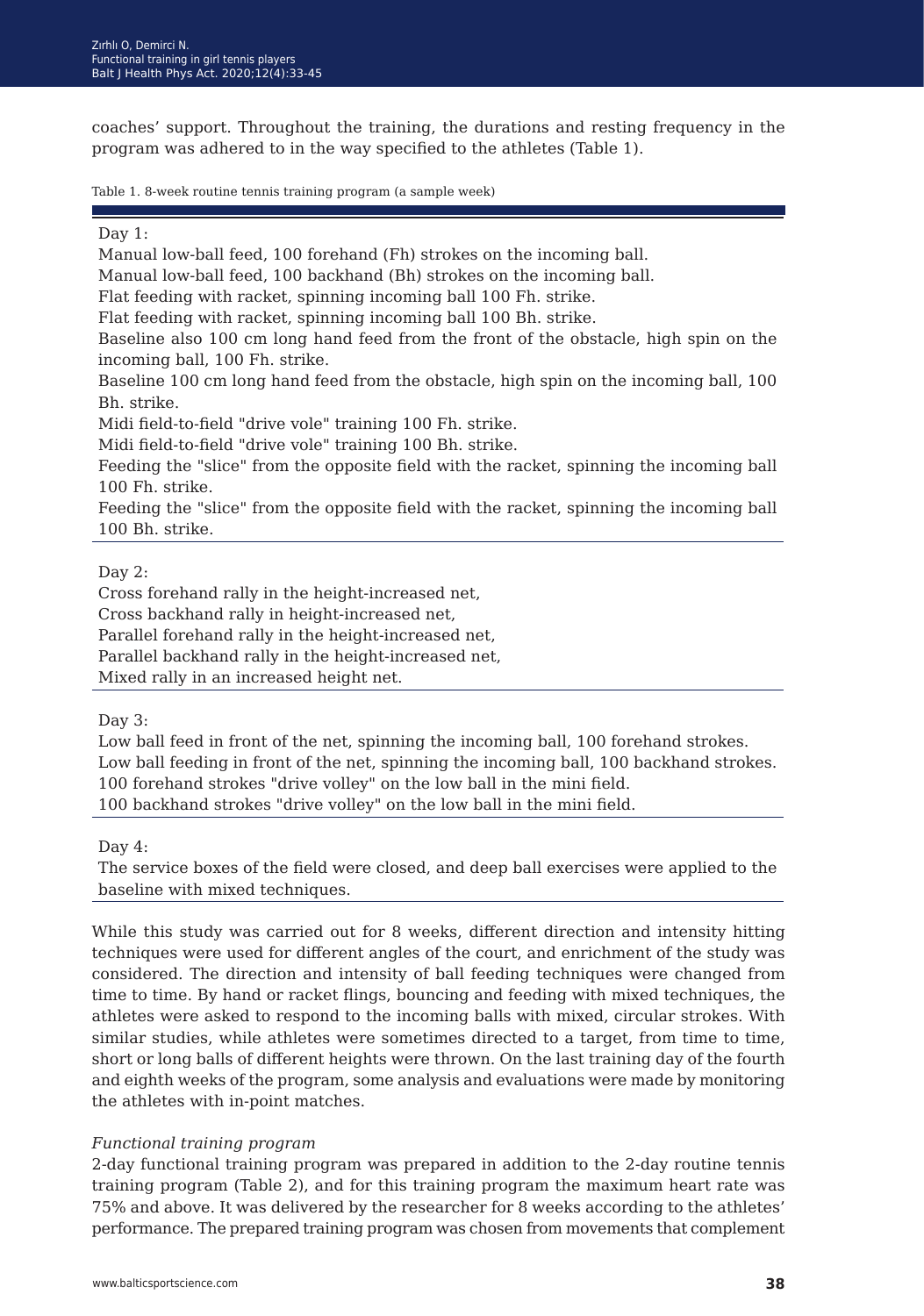coaches' support. Throughout the training, the durations and resting frequency in the program was adhered to in the way specified to the athletes (Table 1).

Table 1. 8-week routine tennis training program (a sample week)

| |
|---|
| Day 1:<br>Manual low-ball feed, 100 forehand (Fh) strokes on the incoming ball.<br>Manual low-ball feed, 100 backhand (Bh) strokes on the incoming ball.<br>Flat feeding with racket, spinning incoming ball 100 Fh. strike.<br>Flat feeding with racket, spinning incoming ball 100 Bh. strike.<br>Baseline also 100 cm long hand feed from the front of the obstacle, high spin on the incoming ball, 100 Fh. strike.<br>Baseline 100 cm long hand feed from the obstacle, high spin on the incoming ball, 100 Bh. strike.<br>Midi field-to-field "drive vole" training 100 Fh. strike.<br>Midi field-to-field "drive vole" training 100 Bh. strike.<br>Feeding the "slice" from the opposite field with the racket, spinning the incoming ball 100 Fh. strike.<br>Feeding the "slice" from the opposite field with the racket, spinning the incoming ball 100 Bh. strike. |
| Day 2:<br>Cross forehand rally in the height-increased net,<br>Cross backhand rally in height-increased net,<br>Parallel forehand rally in the height-increased net,<br>Parallel backhand rally in the height-increased net,<br>Mixed rally in an increased height net. |
| Day 3:<br>Low ball feed in front of the net, spinning the incoming ball, 100 forehand strokes.<br>Low ball feeding in front of the net, spinning the incoming ball, 100 backhand strokes.<br>100 forehand strokes "drive volley" on the low ball in the mini field.<br>100 backhand strokes "drive volley" on the low ball in the mini field. |
| Day 4:<br>The service boxes of the field were closed, and deep ball exercises were applied to the baseline with mixed techniques. |

While this study was carried out for 8 weeks, different direction and intensity hitting techniques were used for different angles of the court, and enrichment of the study was considered. The direction and intensity of ball feeding techniques were changed from time to time. By hand or racket flings, bouncing and feeding with mixed techniques, the athletes were asked to respond to the incoming balls with mixed, circular strokes. With similar studies, while athletes were sometimes directed to a target, from time to time, short or long balls of different heights were thrown. On the last training day of the fourth and eighth weeks of the program, some analysis and evaluations were made by monitoring the athletes with in-point matches.

*Functional training program*

2-day functional training program was prepared in addition to the 2-day routine tennis training program (Table 2), and for this training program the maximum heart rate was 75% and above. It was delivered by the researcher for 8 weeks according to the athletes' performance. The prepared training program was chosen from movements that complement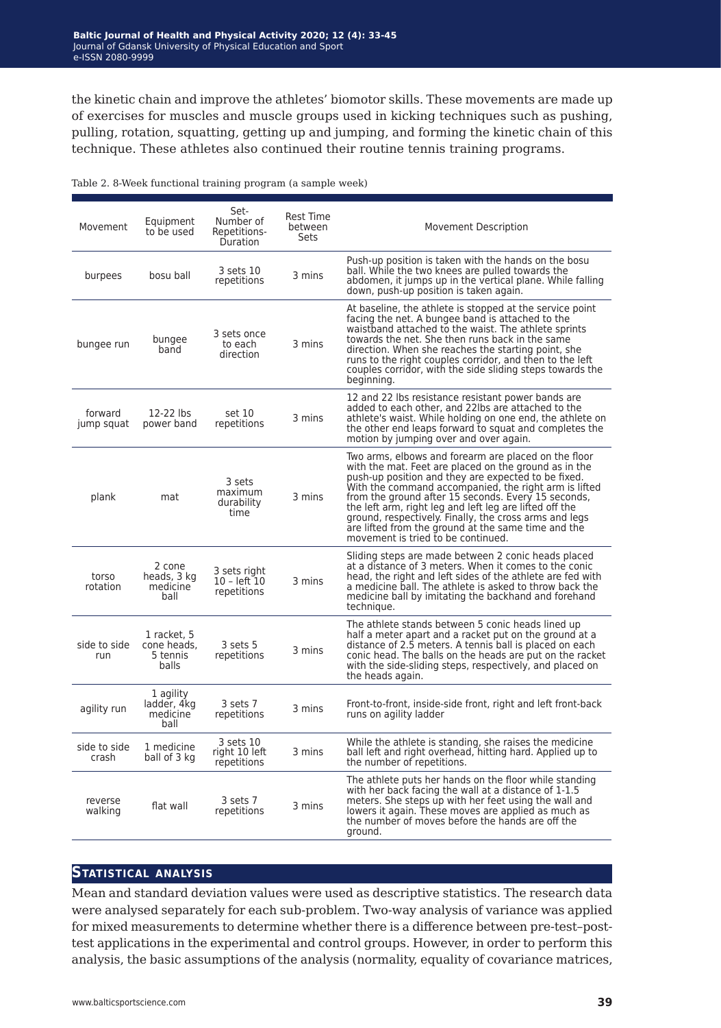the kinetic chain and improve the athletes' biomotor skills. These movements are made up of exercises for muscles and muscle groups used in kicking techniques such as pushing, pulling, rotation, squatting, getting up and jumping, and forming the kinetic chain of this technique. These athletes also continued their routine tennis training programs.

Table 2. 8-Week functional training program (a sample week)

| Movement | Equipment to be used | Set-Number of Repetitions-Duration | Rest Time between Sets | Movement Description |
|---|---|---|---|---|
| burpees | bosu ball | 3 sets 10 repetitions | 3 mins | Push-up position is taken with the hands on the bosu ball. While the two knees are pulled towards the abdomen, it jumps up in the vertical plane. While falling down, push-up position is taken again. |
| bungee run | bungee band | 3 sets once to each direction | 3 mins | At baseline, the athlete is stopped at the service point facing the net. A bungee band is attached to the waistband attached to the waist. The athlete sprints towards the net. She then runs back in the same direction. When she reaches the starting point, she runs to the right couples corridor, and then to the left couples corridor, with the side sliding steps towards the beginning. |
| forward jump squat | 12-22 lbs power band | set 10 repetitions | 3 mins | 12 and 22 lbs resistance resistant power bands are added to each other, and 22lbs are attached to the athlete's waist. While holding on one end, the athlete on the other end leaps forward to squat and completes the motion by jumping over and over again. |
| plank | mat | 3 sets maximum durability time | 3 mins | Two arms, elbows and forearm are placed on the floor with the mat. Feet are placed on the ground as in the push-up position and they are expected to be fixed. With the command accompanied, the right arm is lifted from the ground after 15 seconds. Every 15 seconds, the left arm, right leg and left leg are lifted off the ground, respectively. Finally, the cross arms and legs are lifted from the ground at the same time and the movement is tried to be continued. |
| torso rotation | 2 cone heads, 3 kg medicine ball | 3 sets right 10 – left 10 repetitions | 3 mins | Sliding steps are made between 2 conic heads placed at a distance of 3 meters. When it comes to the conic head, the right and left sides of the athlete are fed with a medicine ball. The athlete is asked to throw back the medicine ball by imitating the backhand and forehand technique. |
| side to side run | 1 racket, 5 cone heads, 5 tennis balls | 3 sets 5 repetitions | 3 mins | The athlete stands between 5 conic heads lined up half a meter apart and a racket put on the ground at a distance of 2.5 meters. A tennis ball is placed on each conic head. The balls on the heads are put on the racket with the side-sliding steps, respectively, and placed on the heads again. |
| agility run | 1 agility ladder, 4kg medicine ball | 3 sets 7 repetitions | 3 mins | Front-to-front, inside-side front, right and left front-back runs on agility ladder |
| side to side crash | 1 medicine ball of 3 kg | 3 sets 10 right 10 left repetitions | 3 mins | While the athlete is standing, she raises the medicine ball left and right overhead, hitting hard. Applied up to the number of repetitions. |
| reverse walking | flat wall | 3 sets 7 repetitions | 3 mins | The athlete puts her hands on the floor while standing with her back facing the wall at a distance of 1-1.5 meters. She steps up with her feet using the wall and lowers it again. These moves are applied as much as the number of moves before the hands are off the ground. |

## Statistical analysis

Mean and standard deviation values were used as descriptive statistics. The research data were analysed separately for each sub-problem. Two-way analysis of variance was applied for mixed measurements to determine whether there is a difference between pre-test–post-test applications in the experimental and control groups. However, in order to perform this analysis, the basic assumptions of the analysis (normality, equality of covariance matrices,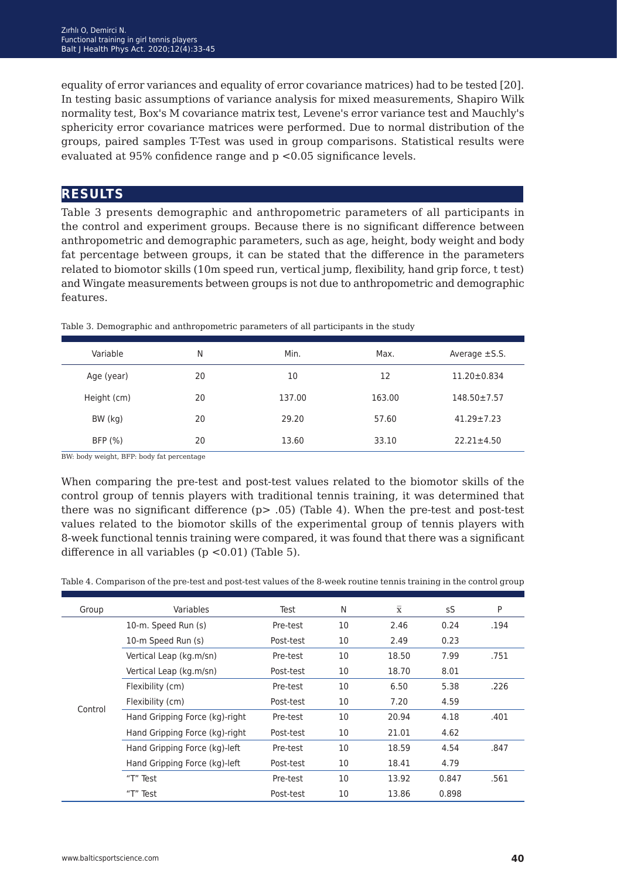equality of error variances and equality of error covariance matrices) had to be tested [20]. In testing basic assumptions of variance analysis for mixed measurements, Shapiro Wilk normality test, Box's M covariance matrix test, Levene's error variance test and Mauchly's sphericity error covariance matrices were performed. Due to normal distribution of the groups, paired samples T-Test was used in group comparisons. Statistical results were evaluated at 95% confidence range and $p < 0.05$ significance levels.

## RESULTS

Table 3 presents demographic and anthropometric parameters of all participants in the control and experiment groups. Because there is no significant difference between anthropometric and demographic parameters, such as age, height, body weight and body fat percentage between groups, it can be stated that the difference in the parameters related to biomotor skills (10m speed run, vertical jump, flexibility, hand grip force, t test) and Wingate measurements between groups is not due to anthropometric and demographic features.

Table 3. Demographic and anthropometric parameters of all participants in the study

| Variable | N | Min. | Max. | Average ±S.S. |
|---|---|---|---|---|
| Age (year) | 20 | 10 | 12 | 11.20±0.834 |
| Height (cm) | 20 | 137.00 | 163.00 | 148.50±7.57 |
| BW (kg) | 20 | 29.20 | 57.60 | 41.29±7.23 |
| BFP (%) | 20 | 13.60 | 33.10 | 22.21±4.50 |

BW: body weight, BFP: body fat percentage

When comparing the pre-test and post-test values related to the biomotor skills of the control group of tennis players with traditional tennis training, it was determined that there was no significant difference ($p > .05$) (Table 4). When the pre-test and post-test values related to the biomotor skills of the experimental group of tennis players with 8-week functional tennis training were compared, it was found that there was a significant difference in all variables ($p < 0.01$) (Table 5).

Table 4. Comparison of the pre-test and post-test values of the 8-week routine tennis training in the control group

| Group | Variables | Test | N | $\bar{x}$ | sS | P |
|---|---|---|---|---|---|---|
| Control | 10-m. Speed Run (s) | Pre-test | 10 | 2.46 | 0.24 | .194 |
| | 10-m Speed Run (s) | Post-test | 10 | 2.49 | 0.23 | |
| | Vertical Leap (kg.m/sn) | Pre-test | 10 | 18.50 | 7.99 | .751 |
| | Vertical Leap (kg.m/sn) | Post-test | 10 | 18.70 | 8.01 | |
| | Flexibility (cm) | Pre-test | 10 | 6.50 | 5.38 | .226 |
| | Flexibility (cm) | Post-test | 10 | 7.20 | 4.59 | |
| | Hand Gripping Force (kg)-right | Pre-test | 10 | 20.94 | 4.18 | .401 |
| | Hand Gripping Force (kg)-right | Post-test | 10 | 21.01 | 4.62 | |
| | Hand Gripping Force (kg)-left | Pre-test | 10 | 18.59 | 4.54 | .847 |
| | Hand Gripping Force (kg)-left | Post-test | 10 | 18.41 | 4.79 | |
| | "T" Test | Pre-test | 10 | 13.92 | 0.847 | .561 |
| | "T" Test | Post-test | 10 | 13.86 | 0.898 | |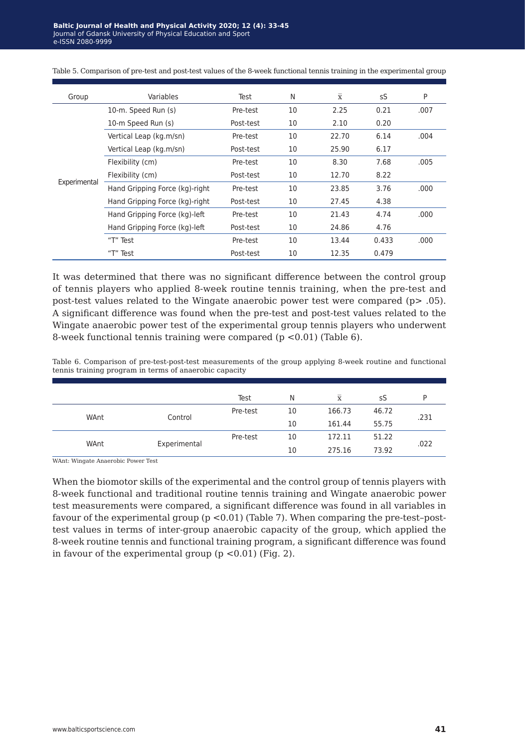Table 5. Comparison of pre-test and post-test values of the 8-week functional tennis training in the experimental group

| Group | Variables | Test | N | x̄ | sS | P |
|---|---|---|---|---|---|---|
| Experimental | 10-m. Speed Run (s) | Pre-test | 10 | 2.25 | 0.21 | .007 |
| | 10-m Speed Run (s) | Post-test | 10 | 2.10 | 0.20 | |
| | Vertical Leap (kg.m/sn) | Pre-test | 10 | 22.70 | 6.14 | .004 |
| | Vertical Leap (kg.m/sn) | Post-test | 10 | 25.90 | 6.17 | |
| | Flexibility (cm) | Pre-test | 10 | 8.30 | 7.68 | .005 |
| | Flexibility (cm) | Post-test | 10 | 12.70 | 8.22 | |
| | Hand Gripping Force (kg)-right | Pre-test | 10 | 23.85 | 3.76 | .000 |
| | Hand Gripping Force (kg)-right | Post-test | 10 | 27.45 | 4.38 | |
| | Hand Gripping Force (kg)-left | Pre-test | 10 | 21.43 | 4.74 | .000 |
| | Hand Gripping Force (kg)-left | Post-test | 10 | 24.86 | 4.76 | |
| | "T" Test | Pre-test | 10 | 13.44 | 0.433 | .000 |
| | "T" Test | Post-test | 10 | 12.35 | 0.479 | |

It was determined that there was no significant difference between the control group of tennis players who applied 8-week routine tennis training, when the pre-test and post-test values related to the Wingate anaerobic power test were compared ($p > .05$). A significant difference was found when the pre-test and post-test values related to the Wingate anaerobic power test of the experimental group tennis players who underwent 8-week functional tennis training were compared ($p < 0.01$) (Table 6).

Table 6. Comparison of pre-test-post-test measurements of the group applying 8-week routine and functional tennis training program in terms of anaerobic capacity

| | | Test | N | x̄ | sS | P |
|---|---|---|---|---|---|---|
| WAnt | Control | Pre-test | 10 | 166.73 | 46.72 | .231 |
| | | | 10 | 161.44 | 55.75 | |
| WAnt | Experimental | Pre-test | 10 | 172.11 | 51.22 | .022 |
| | | | 10 | 275.16 | 73.92 | |

WAnt: Wingate Anaerobic Power Test

When the biomotor skills of the experimental and the control group of tennis players with 8-week functional and traditional routine tennis training and Wingate anaerobic power test measurements were compared, a significant difference was found in all variables in favour of the experimental group ($p < 0.01$) (Table 7). When comparing the pre-test–post-test values in terms of inter-group anaerobic capacity of the group, which applied the 8-week routine tennis and functional training program, a significant difference was found in favour of the experimental group ($p < 0.01$) (Fig. 2).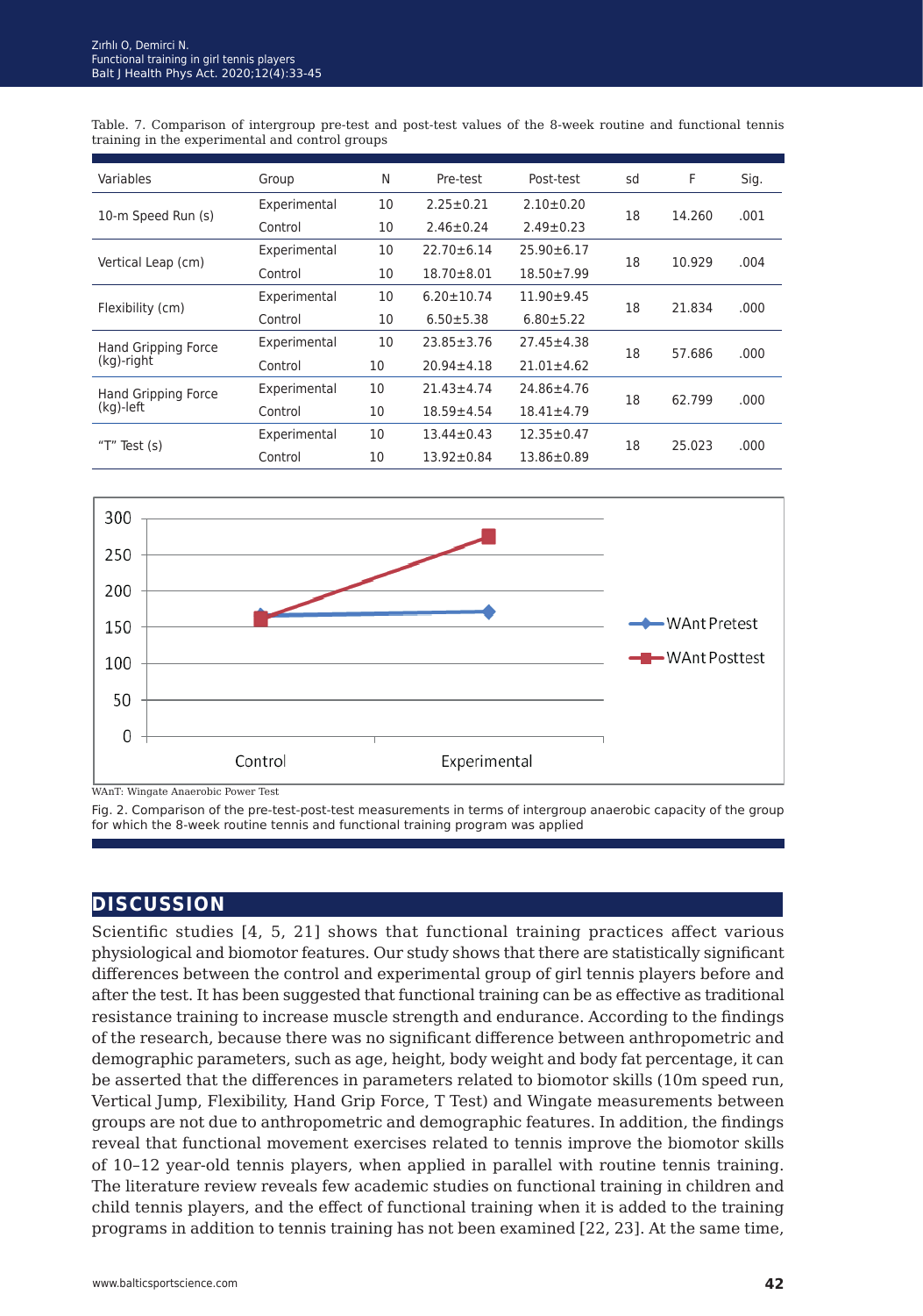Table. 7. Comparison of intergroup pre-test and post-test values of the 8-week routine and functional tennis training in the experimental and control groups

| Variables | Group | N | Pre-test | Post-test | sd | F | Sig. |
|---|---|---|---|---|---|---|---|
| 10-m Speed Run (s) | Experimental | 10 | 2.25±0.21 | 2.10±0.20 | 18 | 14.260 | .001 |
| | Control | 10 | 2.46±0.24 | 2.49±0.23 | | | |
| Vertical Leap (cm) | Experimental | 10 | 22.70±6.14 | 25.90±6.17 | 18 | 10.929 | .004 |
| | Control | 10 | 18.70±8.01 | 18.50±7.99 | | | |
| Flexibility (cm) | Experimental | 10 | 6.20±10.74 | 11.90±9.45 | 18 | 21.834 | .000 |
| | Control | 10 | 6.50±5.38 | 6.80±5.22 | | | |
| Hand Gripping Force (kg)-right | Experimental | 10 | 23.85±3.76 | 27.45±4.38 | 18 | 57.686 | .000 |
| | Control | 10 | 20.94±4.18 | 21.01±4.62 | | | |
| Hand Gripping Force (kg)-left | Experimental | 10 | 21.43±4.74 | 24.86±4.76 | 18 | 62.799 | .000 |
| | Control | 10 | 18.59±4.54 | 18.41±4.79 | | | |
| "T" Test (s) | Experimental | 10 | 13.44±0.43 | 12.35±0.47 | 18 | 25.023 | .000 |
| | Control | 10 | 13.92±0.84 | 13.86±0.89 | | | |

WAnT: Wingate Anaerobic Power Test

Fig. 2. Comparison of the pre-test-post-test measurements in terms of intergroup anaerobic capacity of the group for which the 8-week routine tennis and functional training program was applied

## DISCUSSION

Scientific studies [4, 5, 21] shows that functional training practices affect various physiological and biomotor features. Our study shows that there are statistically significant differences between the control and experimental group of girl tennis players before and after the test. It has been suggested that functional training can be as effective as traditional resistance training to increase muscle strength and endurance. According to the findings of the research, because there was no significant difference between anthropometric and demographic parameters, such as age, height, body weight and body fat percentage, it can be asserted that the differences in parameters related to biomotor skills (10m speed run, Vertical Jump, Flexibility, Hand Grip Force, T Test) and Wingate measurements between groups are not due to anthropometric and demographic features. In addition, the findings reveal that functional movement exercises related to tennis improve the biomotor skills of 10–12 year-old tennis players, when applied in parallel with routine tennis training. The literature review reveals few academic studies on functional training in children and child tennis players, and the effect of functional training when it is added to the training programs in addition to tennis training has not been examined [22, 23]. At the same time,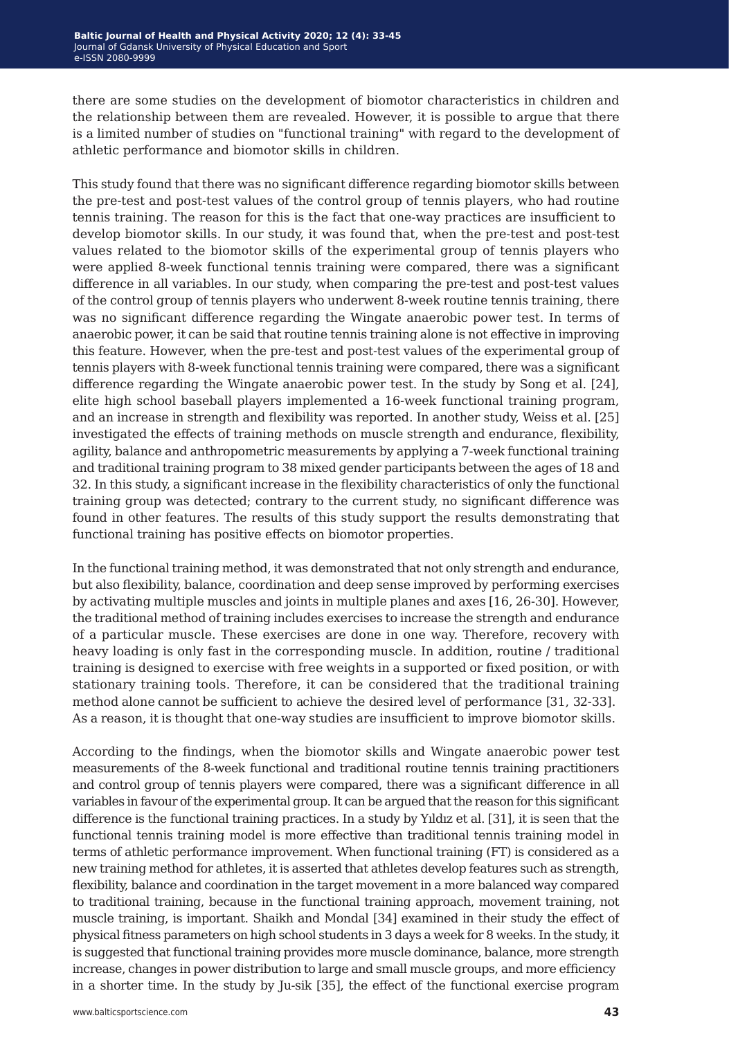there are some studies on the development of biomotor characteristics in children and the relationship between them are revealed. However, it is possible to argue that there is a limited number of studies on "functional training" with regard to the development of athletic performance and biomotor skills in children.

This study found that there was no significant difference regarding biomotor skills between the pre-test and post-test values of the control group of tennis players, who had routine tennis training. The reason for this is the fact that one-way practices are insufficient to develop biomotor skills. In our study, it was found that, when the pre-test and post-test values related to the biomotor skills of the experimental group of tennis players who were applied 8-week functional tennis training were compared, there was a significant difference in all variables. In our study, when comparing the pre-test and post-test values of the control group of tennis players who underwent 8-week routine tennis training, there was no significant difference regarding the Wingate anaerobic power test. In terms of anaerobic power, it can be said that routine tennis training alone is not effective in improving this feature. However, when the pre-test and post-test values of the experimental group of tennis players with 8-week functional tennis training were compared, there was a significant difference regarding the Wingate anaerobic power test. In the study by Song et al. [24], elite high school baseball players implemented a 16-week functional training program, and an increase in strength and flexibility was reported. In another study, Weiss et al. [25] investigated the effects of training methods on muscle strength and endurance, flexibility, agility, balance and anthropometric measurements by applying a 7-week functional training and traditional training program to 38 mixed gender participants between the ages of 18 and 32. In this study, a significant increase in the flexibility characteristics of only the functional training group was detected; contrary to the current study, no significant difference was found in other features. The results of this study support the results demonstrating that functional training has positive effects on biomotor properties.

In the functional training method, it was demonstrated that not only strength and endurance, but also flexibility, balance, coordination and deep sense improved by performing exercises by activating multiple muscles and joints in multiple planes and axes [16, 26-30]. However, the traditional method of training includes exercises to increase the strength and endurance of a particular muscle. These exercises are done in one way. Therefore, recovery with heavy loading is only fast in the corresponding muscle. In addition, routine / traditional training is designed to exercise with free weights in a supported or fixed position, or with stationary training tools. Therefore, it can be considered that the traditional training method alone cannot be sufficient to achieve the desired level of performance [31, 32-33]. As a reason, it is thought that one-way studies are insufficient to improve biomotor skills.

According to the findings, when the biomotor skills and Wingate anaerobic power test measurements of the 8-week functional and traditional routine tennis training practitioners and control group of tennis players were compared, there was a significant difference in all variables in favour of the experimental group. It can be argued that the reason for this significant difference is the functional training practices. In a study by Yıldız et al. [31], it is seen that the functional tennis training model is more effective than traditional tennis training model in terms of athletic performance improvement. When functional training (FT) is considered as a new training method for athletes, it is asserted that athletes develop features such as strength, flexibility, balance and coordination in the target movement in a more balanced way compared to traditional training, because in the functional training approach, movement training, not muscle training, is important. Shaikh and Mondal [34] examined in their study the effect of physical fitness parameters on high school students in 3 days a week for 8 weeks. In the study, it is suggested that functional training provides more muscle dominance, balance, more strength increase, changes in power distribution to large and small muscle groups, and more efficiency in a shorter time. In the study by Ju-sik [35], the effect of the functional exercise program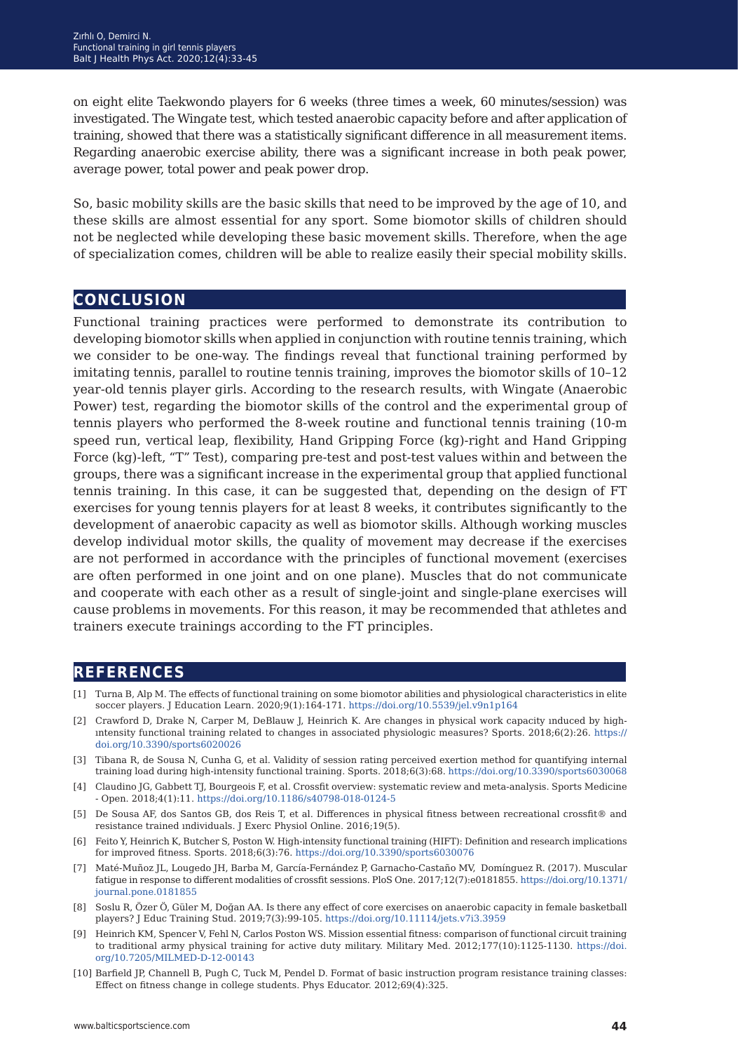on eight elite Taekwondo players for 6 weeks (three times a week, 60 minutes/session) was investigated. The Wingate test, which tested anaerobic capacity before and after application of training, showed that there was a statistically significant difference in all measurement items. Regarding anaerobic exercise ability, there was a significant increase in both peak power, average power, total power and peak power drop.

So, basic mobility skills are the basic skills that need to be improved by the age of 10, and these skills are almost essential for any sport. Some biomotor skills of children should not be neglected while developing these basic movement skills. Therefore, when the age of specialization comes, children will be able to realize easily their special mobility skills.

## CONCLUSION

Functional training practices were performed to demonstrate its contribution to developing biomotor skills when applied in conjunction with routine tennis training, which we consider to be one-way. The findings reveal that functional training performed by imitating tennis, parallel to routine tennis training, improves the biomotor skills of 10–12 year-old tennis player girls. According to the research results, with Wingate (Anaerobic Power) test, regarding the biomotor skills of the control and the experimental group of tennis players who performed the 8-week routine and functional tennis training (10-m speed run, vertical leap, flexibility, Hand Gripping Force (kg)-right and Hand Gripping Force (kg)-left, "T" Test), comparing pre-test and post-test values within and between the groups, there was a significant increase in the experimental group that applied functional tennis training. In this case, it can be suggested that, depending on the design of FT exercises for young tennis players for at least 8 weeks, it contributes significantly to the development of anaerobic capacity as well as biomotor skills. Although working muscles develop individual motor skills, the quality of movement may decrease if the exercises are not performed in accordance with the principles of functional movement (exercises are often performed in one joint and on one plane). Muscles that do not communicate and cooperate with each other as a result of single-joint and single-plane exercises will cause problems in movements. For this reason, it may be recommended that athletes and trainers execute trainings according to the FT principles.

## REFERENCES

[1] Turna B, Alp M. The effects of functional training on some biomotor abilities and physiological characteristics in elite soccer players. J Education Learn. 2020;9(1):164-171. https://doi.org/10.5539/jel.v9n1p164

[2] Crawford D, Drake N, Carper M, DeBlauw J, Heinrich K. Are changes in physical work capacity ınduced by high-ıntensity functional training related to changes in associated physiologic measures? Sports. 2018;6(2):26. https://doi.org/10.3390/sports6020026

[3] Tibana R, de Sousa N, Cunha G, et al. Validity of session rating perceived exertion method for quantifying internal training load during high-intensity functional training. Sports. 2018;6(3):68. https://doi.org/10.3390/sports6030068

[4] Claudino JG, Gabbett TJ, Bourgeois F, et al. Crossfit overview: systematic review and meta-analysis. Sports Medicine - Open. 2018;4(1):11. https://doi.org/10.1186/s40798-018-0124-5

[5] De Sousa AF, dos Santos GB, dos Reis T, et al. Differences in physical fitness between recreational crossfit® and resistance trained ındividuals. J Exerc Physiol Online. 2016;19(5).

[6] Feito Y, Heinrich K, Butcher S, Poston W. High-intensity functional training (HIFT): Definition and research implications for improved fitness. Sports. 2018;6(3):76. https://doi.org/10.3390/sports6030076

[7] Maté-Muñoz JL, Lougedo JH, Barba M, García-Fernández P, Garnacho-Castaño MV, Domínguez R. (2017). Muscular fatigue in response to different modalities of crossfit sessions. PloS One. 2017;12(7):e0181855. https://doi.org/10.1371/journal.pone.0181855

[8] Soslu R, Özer Ö, Güler M, Doğan AA. Is there any effect of core exercises on anaerobic capacity in female basketball players? J Educ Training Stud. 2019;7(3):99-105. https://doi.org/10.11114/jets.v7i3.3959

[9] Heinrich KM, Spencer V, Fehl N, Carlos Poston WS. Mission essential fitness: comparison of functional circuit training to traditional army physical training for active duty military. Military Med. 2012;177(10):1125-1130. https://doi.org/10.7205/MILMED-D-12-00143

[10] Barfield JP, Channell B, Pugh C, Tuck M, Pendel D. Format of basic instruction program resistance training classes: Effect on fitness change in college students. Phys Educator. 2012;69(4):325.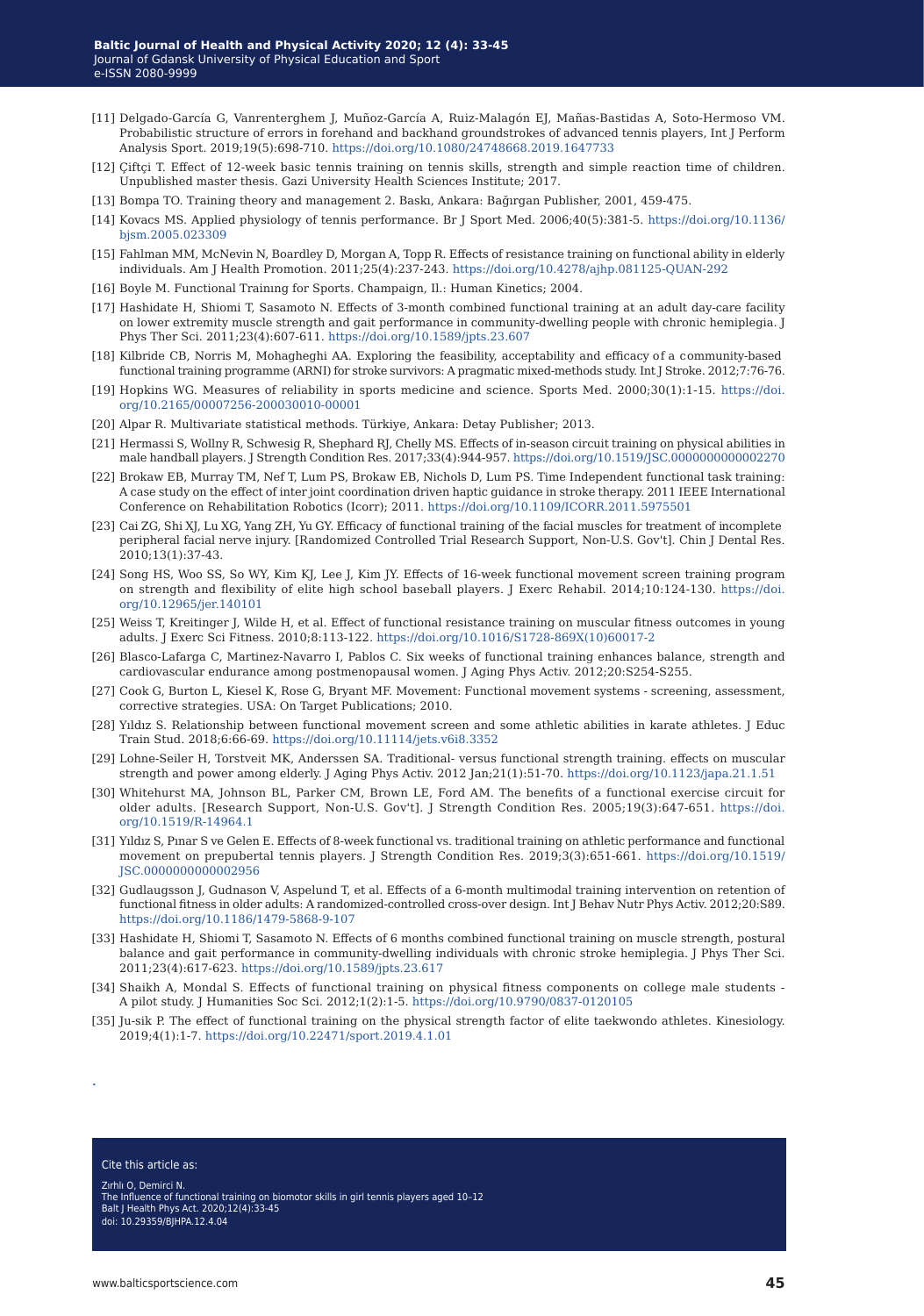[11] Delgado-García G, Vanrenterghem J, Muñoz-García A, Ruiz-Malagón EJ, Mañas-Bastidas A, Soto-Hermoso VM. Probabilistic structure of errors in forehand and backhand groundstrokes of advanced tennis players, Int J Perform Analysis Sport. 2019;19(5):698-710. https://doi.org/10.1080/24748668.2019.1647733

[12] Çiftçi T. Effect of 12-week basic tennis training on tennis skills, strength and simple reaction time of children. Unpublished master thesis. Gazi University Health Sciences Institute; 2017.

[13] Bompa TO. Training theory and management 2. Baskı, Ankara: Bağırgan Publisher, 2001, 459-475.

[14] Kovacs MS. Applied physiology of tennis performance. Br J Sport Med. 2006;40(5):381-5. https://doi.org/10.1136/bjsm.2005.023309

[15] Fahlman MM, McNevin N, Boardley D, Morgan A, Topp R. Effects of resistance training on functional ability in elderly individuals. Am J Health Promotion. 2011;25(4):237-243. https://doi.org/10.4278/ajhp.081125-QUAN-292

[16] Boyle M. Functional Traınıng for Sports. Champaign, Il.: Human Kinetics; 2004.

[17] Hashidate H, Shiomi T, Sasamoto N. Effects of 3-month combined functional training at an adult day-care facility on lower extremity muscle strength and gait performance in community-dwelling people with chronic hemiplegia. J Phys Ther Sci. 2011;23(4):607-611. https://doi.org/10.1589/jpts.23.607

[18] Kilbride CB, Norris M, Mohagheghi AA. Exploring the feasibility, acceptability and efficacy of a community-based functional training programme (ARNI) for stroke survivors: A pragmatic mixed-methods study. Int J Stroke. 2012;7:76-76.

[19] Hopkins WG. Measures of reliability in sports medicine and science. Sports Med. 2000;30(1):1-15. https://doi.org/10.2165/00007256-200030010-00001

[20] Alpar R. Multivariate statistical methods. Türkiye, Ankara: Detay Publisher; 2013.

[21] Hermassi S, Wollny R, Schwesig R, Shephard RJ, Chelly MS. Effects of in-season circuit training on physical abilities in male handball players. J Strength Condition Res. 2017;33(4):944-957. https://doi.org/10.1519/JSC.0000000000002270

[22] Brokaw EB, Murray TM, Nef T, Lum PS, Brokaw EB, Nichols D, Lum PS. Time Independent functional task training: A case study on the effect of inter joint coordination driven haptic guidance in stroke therapy. 2011 IEEE International Conference on Rehabilitation Robotics (Icorr); 2011. https://doi.org/10.1109/ICORR.2011.5975501

[23] Cai ZG, Shi XJ, Lu XG, Yang ZH, Yu GY. Efficacy of functional training of the facial muscles for treatment of incomplete peripheral facial nerve injury. [Randomized Controlled Trial Research Support, Non-U.S. Gov't]. Chin J Dental Res. 2010;13(1):37-43.

[24] Song HS, Woo SS, So WY, Kim KJ, Lee J, Kim JY. Effects of 16-week functional movement screen training program on strength and flexibility of elite high school baseball players. J Exerc Rehabil. 2014;10:124-130. https://doi.org/10.12965/jer.140101

[25] Weiss T, Kreitinger J, Wilde H, et al. Effect of functional resistance training on muscular fitness outcomes in young adults. J Exerc Sci Fitness. 2010;8:113-122. https://doi.org/10.1016/S1728-869X(10)60017-2

[26] Blasco-Lafarga C, Martinez-Navarro I, Pablos C. Six weeks of functional training enhances balance, strength and cardiovascular endurance among postmenopausal women. J Aging Phys Activ. 2012;20:S254-S255.

[27] Cook G, Burton L, Kiesel K, Rose G, Bryant MF. Movement: Functional movement systems - screening, assessment, corrective strategies. USA: On Target Publications; 2010.

[28] Yıldız S. Relationship between functional movement screen and some athletic abilities in karate athletes. J Educ Train Stud. 2018;6:66-69. https://doi.org/10.11114/jets.v6i8.3352

[29] Lohne-Seiler H, Torstveit MK, Anderssen SA. Traditional- versus functional strength training. effects on muscular strength and power among elderly. J Aging Phys Activ. 2012 Jan;21(1):51-70. https://doi.org/10.1123/japa.21.1.51

[30] Whitehurst MA, Johnson BL, Parker CM, Brown LE, Ford AM. The benefits of a functional exercise circuit for older adults. [Research Support, Non-U.S. Gov't]. J Strength Condition Res. 2005;19(3):647-651. https://doi.org/10.1519/R-14964.1

[31] Yıldız S, Pınar S ve Gelen E. Effects of 8-week functional vs. traditional training on athletic performance and functional movement on prepubertal tennis players. J Strength Condition Res. 2019;3(3):651-661. https://doi.org/10.1519/JSC.0000000000002956

[32] Gudlaugsson J, Gudnason V, Aspelund T, et al. Effects of a 6-month multimodal training intervention on retention of functional fitness in older adults: A randomized-controlled cross-over design. Int J Behav Nutr Phys Activ. 2012;20:S89. https://doi.org/10.1186/1479-5868-9-107

[33] Hashidate H, Shiomi T, Sasamoto N. Effects of 6 months combined functional training on muscle strength, postural balance and gait performance in community-dwelling individuals with chronic stroke hemiplegia. J Phys Ther Sci. 2011;23(4):617-623. https://doi.org/10.1589/jpts.23.617

[34] Shaikh A, Mondal S. Effects of functional training on physical fitness components on college male students - A pilot study. J Humanities Soc Sci. 2012;1(2):1-5. https://doi.org/10.9790/0837-0120105

[35] Ju-sik P. The effect of functional training on the physical strength factor of elite taekwondo athletes. Kinesiology. 2019;4(1):1-7. https://doi.org/10.22471/sport.2019.4.1.01

Cite this article as:

Zırhlı O, Demirci N.
The Influence of functional training on biomotor skills in girl tennis players aged 10–12
Balt J Health Phys Act. 2020;12(4):33-45
doi: 10.29359/BJHPA.12.4.04